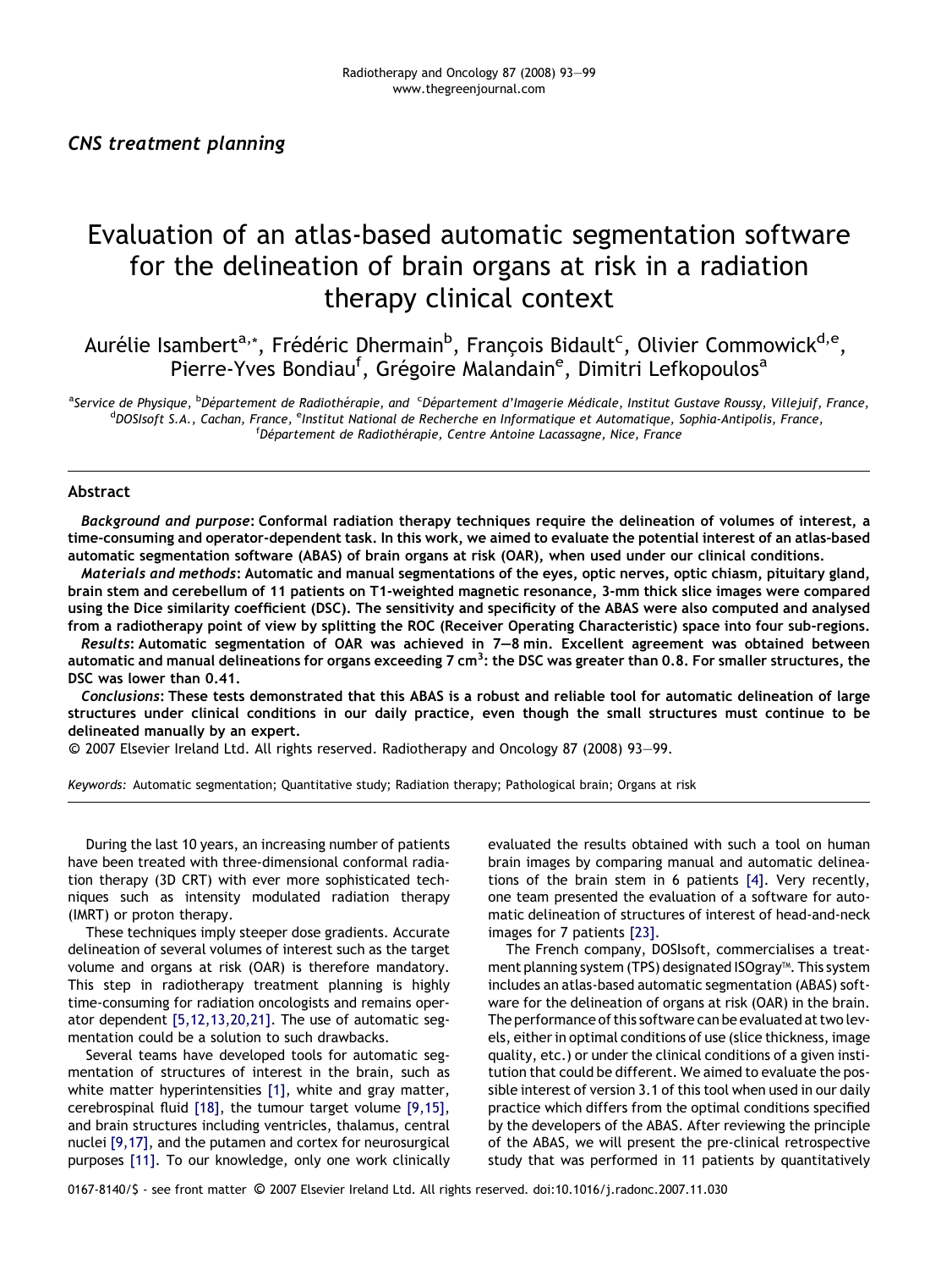*CNS treatment planning*

# Evaluation of an atlas-based automatic segmentation software for the delineation of brain organs at risk in a radiation therapy clinical context

Aurélie Isambert[a,*], Frédéric Dhermain[b], François Bidault[c], Olivier Commowick[d,e], Pierre-Yves Bondiau[f], Grégoire Malandain[e], Dimitri Lefkopoulos[a]

[a]Service de Physique, [b]Département de Radiothérapie, and [c]Département d'Imagerie Médicale, Institut Gustave Roussy, Villejuif, France, [d]DOSIsoft S.A., Cachan, France, [e]Institut National de Recherche en Informatique et Automatique, Sophia-Antipolis, France, [f]Département de Radiothérapie, Centre Antoine Lacassagne, Nice, France

## Abstract

***Background and purpose*: Conformal radiation therapy techniques require the delineation of volumes of interest, a time-consuming and operator-dependent task. In this work, we aimed to evaluate the potential interest of an atlas-based automatic segmentation software (ABAS) of brain organs at risk (OAR), when used under our clinical conditions.**

***Materials and methods*: Automatic and manual segmentations of the eyes, optic nerves, optic chiasm, pituitary gland, brain stem and cerebellum of 11 patients on T1-weighted magnetic resonance, 3-mm thick slice images were compared using the Dice similarity coefficient (DSC). The sensitivity and specificity of the ABAS were also computed and analysed from a radiotherapy point of view by splitting the ROC (Receiver Operating Characteristic) space into four sub-regions.**

***Results*: Automatic segmentation of OAR was achieved in 7–8 min. Excellent agreement was obtained between automatic and manual delineations for organs exceeding 7 cm$^3$: the DSC was greater than 0.8. For smaller structures, the DSC was lower than 0.41.**

***Conclusions*: These tests demonstrated that this ABAS is a robust and reliable tool for automatic delineation of large structures under clinical conditions in our daily practice, even though the small structures must continue to be delineated manually by an expert.**

© 2007 Elsevier Ireland Ltd. All rights reserved. Radiotherapy and Oncology 87 (2008) 93–99.

*Keywords:* Automatic segmentation; Quantitative study; Radiation therapy; Pathological brain; Organs at risk

During the last 10 years, an increasing number of patients have been treated with three-dimensional conformal radiation therapy (3D CRT) with ever more sophisticated techniques such as intensity modulated radiation therapy (IMRT) or proton therapy.

These techniques imply steeper dose gradients. Accurate delineation of several volumes of interest such as the target volume and organs at risk (OAR) is therefore mandatory. This step in radiotherapy treatment planning is highly time-consuming for radiation oncologists and remains operator dependent [5,12,13,20,21]. The use of automatic segmentation could be a solution to such drawbacks.

Several teams have developed tools for automatic segmentation of structures of interest in the brain, such as white matter hyperintensities [1], white and gray matter, cerebrospinal fluid [18], the tumour target volume [9,15], and brain structures including ventricles, thalamus, central nuclei [9,17], and the putamen and cortex for neurosurgical purposes [11]. To our knowledge, only one work clinically evaluated the results obtained with such a tool on human brain images by comparing manual and automatic delineations of the brain stem in 6 patients [4]. Very recently, one team presented the evaluation of a software for automatic delineation of structures of interest of head-and-neck images for 7 patients [23].

The French company, DOSIsoft, commercialises a treatment planning system (TPS) designated ISOgray™. This system includes an atlas-based automatic segmentation (ABAS) software for the delineation of organs at risk (OAR) in the brain. The performance of this software can be evaluated at two levels, either in optimal conditions of use (slice thickness, image quality, etc.) or under the clinical conditions of a given institution that could be different. We aimed to evaluate the possible interest of version 3.1 of this tool when used in our daily practice which differs from the optimal conditions specified by the developers of the ABAS. After reviewing the principle of the ABAS, we will present the pre-clinical retrospective study that was performed in 11 patients by quantitatively

0167-8140/$ - see front matter © 2007 Elsevier Ireland Ltd. All rights reserved. doi:10.1016/j.radonc.2007.11.030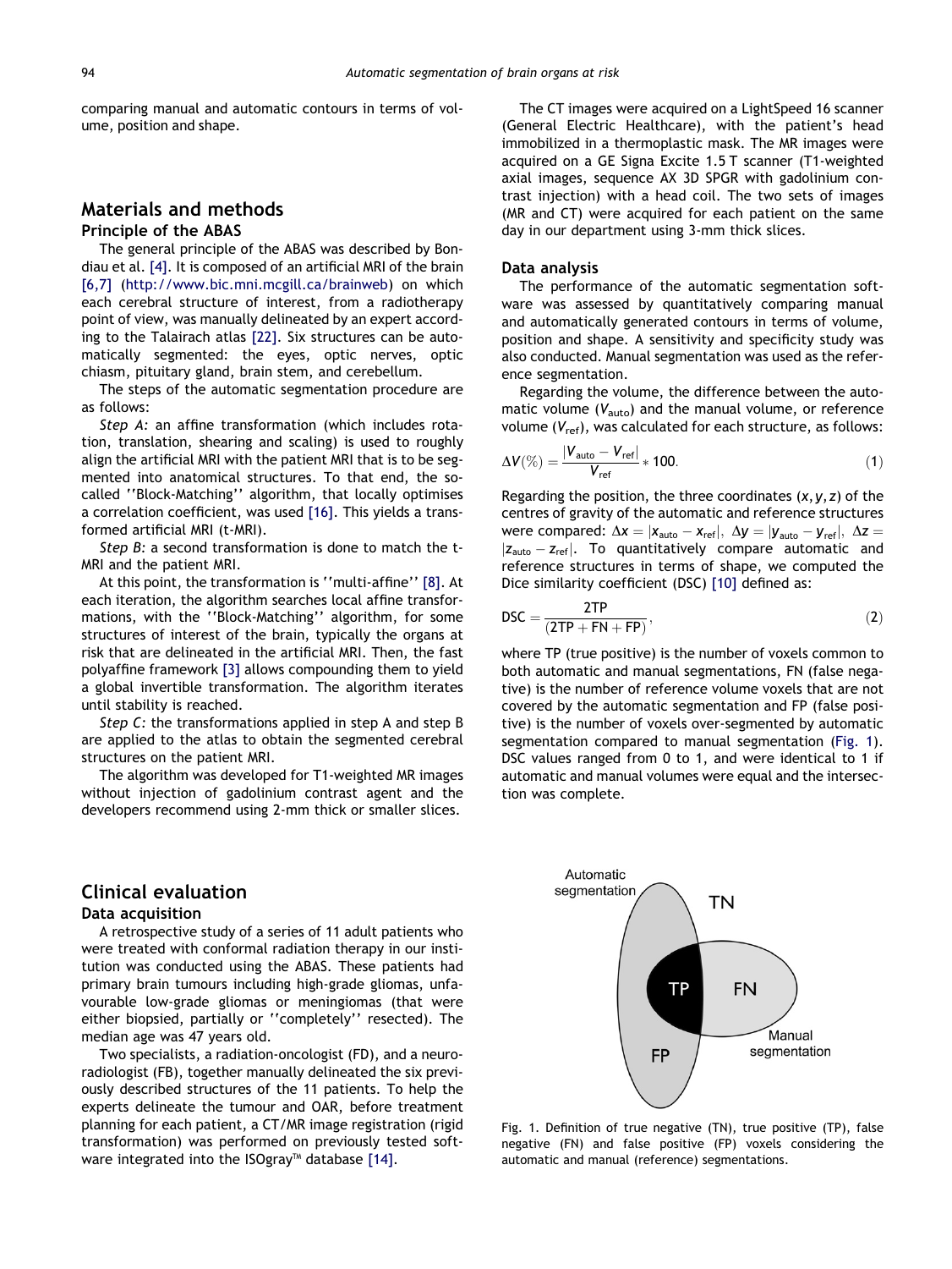comparing manual and automatic contours in terms of volume, position and shape.

## Materials and methods

### Principle of the ABAS

The general principle of the ABAS was described by Bondiau et al. [4]. It is composed of an artificial MRI of the brain [6,7] (http://www.bic.mni.mcgill.ca/brainweb) on which each cerebral structure of interest, from a radiotherapy point of view, was manually delineated by an expert according to the Talairach atlas [22]. Six structures can be automatically segmented: the eyes, optic nerves, optic chiasm, pituitary gland, brain stem, and cerebellum.

The steps of the automatic segmentation procedure are as follows:

*Step A:* an affine transformation (which includes rotation, translation, shearing and scaling) is used to roughly align the artificial MRI with the patient MRI that is to be segmented into anatomical structures. To that end, the so-called ''Block-Matching'' algorithm, that locally optimises a correlation coefficient, was used [16]. This yields a transformed artificial MRI (t-MRI).

*Step B:* a second transformation is done to match the t-MRI and the patient MRI.

At this point, the transformation is ''multi-affine'' [8]. At each iteration, the algorithm searches local affine transformations, with the ''Block-Matching'' algorithm, for some structures of interest of the brain, typically the organs at risk that are delineated in the artificial MRI. Then, the fast polyaffine framework [3] allows compounding them to yield a global invertible transformation. The algorithm iterates until stability is reached.

*Step C:* the transformations applied in step A and step B are applied to the atlas to obtain the segmented cerebral structures on the patient MRI.

The algorithm was developed for T1-weighted MR images without injection of gadolinium contrast agent and the developers recommend using 2-mm thick or smaller slices.

## Clinical evaluation

### Data acquisition

A retrospective study of a series of 11 adult patients who were treated with conformal radiation therapy in our institution was conducted using the ABAS. These patients had primary brain tumours including high-grade gliomas, unfavourable low-grade gliomas or meningiomas (that were either biopsied, partially or ''completely'' resected). The median age was 47 years old.

Two specialists, a radiation-oncologist (FD), and a neuroradiologist (FB), together manually delineated the six previously described structures of the 11 patients. To help the experts delineate the tumour and OAR, before treatment planning for each patient, a CT/MR image registration (rigid transformation) was performed on previously tested software integrated into the ISOgray™ database [14].

The CT images were acquired on a LightSpeed 16 scanner (General Electric Healthcare), with the patient's head immobilized in a thermoplastic mask. The MR images were acquired on a GE Signa Excite 1.5 T scanner (T1-weighted axial images, sequence AX 3D SPGR with gadolinium contrast injection) with a head coil. The two sets of images (MR and CT) were acquired for each patient on the same day in our department using 3-mm thick slices.

### Data analysis

The performance of the automatic segmentation software was assessed by quantitatively comparing manual and automatically generated contours in terms of volume, position and shape. A sensitivity and specificity study was also conducted. Manual segmentation was used as the reference segmentation.

Regarding the volume, the difference between the automatic volume ($V_{auto}$) and the manual volume, or reference volume ($V_{ref}$), was calculated for each structure, as follows:

$$\Delta V(\%) = \frac{|V_{auto} - V_{ref}|}{V_{ref}} * 100. \quad (1)$$

Regarding the position, the three coordinates $(x, y, z)$ of the centres of gravity of the automatic and reference structures were compared: $\Delta x = |x_{auto} - x_{ref}|$, $\Delta y = |y_{auto} - y_{ref}|$, $\Delta z = |z_{auto} - z_{ref}|$. To quantitatively compare automatic and reference structures in terms of shape, we computed the Dice similarity coefficient (DSC) [10] defined as:

$$\text{DSC} = \frac{2\text{TP}}{(2\text{TP} + \text{FN} + \text{FP})}, \quad (2)$$

where TP (true positive) is the number of voxels common to both automatic and manual segmentations, FN (false negative) is the number of reference volume voxels that are not covered by the automatic segmentation and FP (false positive) is the number of voxels over-segmented by automatic segmentation compared to manual segmentation (Fig. 1). DSC values ranged from 0 to 1, and were identical to 1 if automatic and manual volumes were equal and the intersection was complete.

Fig. 1. Definition of true negative (TN), true positive (TP), false negative (FN) and false positive (FP) voxels considering the automatic and manual (reference) segmentations.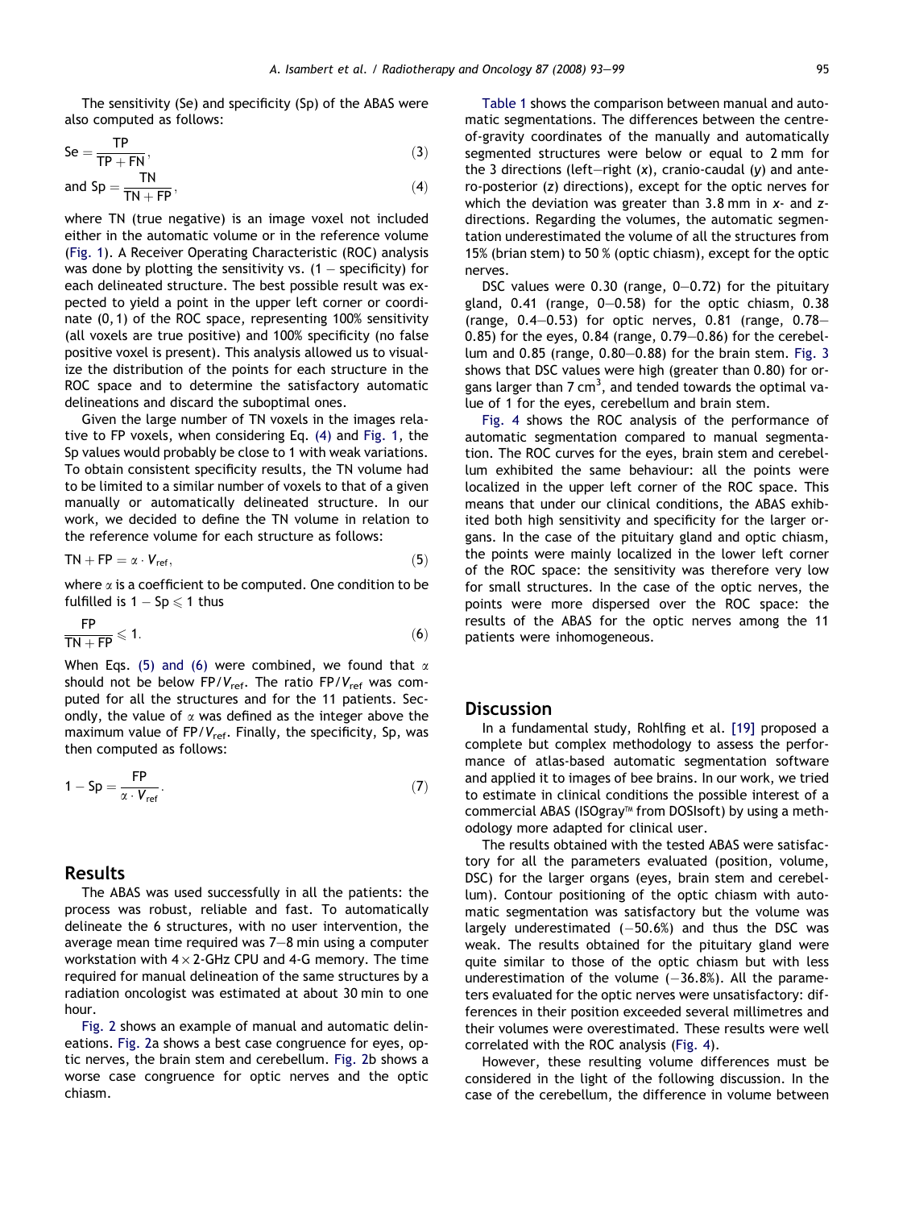The sensitivity (Se) and specificity (Sp) of the ABAS were also computed as follows:

$$\mathrm{Se} = \frac{\mathrm{TP}}{\mathrm{TP} + \mathrm{FN}}, \tag{3}$$

$$\text{and } \mathrm{Sp} = \frac{\mathrm{TN}}{\mathrm{TN} + \mathrm{FP}}, \tag{4}$$

where TN (true negative) is an image voxel not included either in the automatic volume or in the reference volume (Fig. 1). A Receiver Operating Characteristic (ROC) analysis was done by plotting the sensitivity vs. (1 − specificity) for each delineated structure. The best possible result was expected to yield a point in the upper left corner or coordinate (0, 1) of the ROC space, representing 100% sensitivity (all voxels are true positive) and 100% specificity (no false positive voxel is present). This analysis allowed us to visualize the distribution of the points for each structure in the ROC space and to determine the satisfactory automatic delineations and discard the suboptimal ones.

Given the large number of TN voxels in the images relative to FP voxels, when considering Eq. (4) and Fig. 1, the Sp values would probably be close to 1 with weak variations. To obtain consistent specificity results, the TN volume had to be limited to a similar number of voxels to that of a given manually or automatically delineated structure. In our work, we decided to define the TN volume in relation to the reference volume for each structure as follows:

$$\mathrm{TN} + \mathrm{FP} = \alpha \cdot V_{\mathrm{ref}}, \tag{5}$$

where $\alpha$ is a coefficient to be computed. One condition to be fulfilled is $1 - \mathrm{Sp} \leqslant 1$ thus

$$\frac{\mathrm{FP}}{\mathrm{TN} + \mathrm{FP}} \leqslant 1. \tag{6}$$

When Eqs. (5) and (6) were combined, we found that $\alpha$ should not be below $\mathrm{FP}/V_{\mathrm{ref}}$. The ratio $\mathrm{FP}/V_{\mathrm{ref}}$ was computed for all the structures and for the 11 patients. Secondly, the value of $\alpha$ was defined as the integer above the maximum value of $\mathrm{FP}/V_{\mathrm{ref}}$. Finally, the specificity, Sp, was then computed as follows:

$$1 - \mathrm{Sp} = \frac{\mathrm{FP}}{\alpha \cdot V_{\mathrm{ref}}}. \tag{7}$$

## Results

The ABAS was used successfully in all the patients: the process was robust, reliable and fast. To automatically delineate the 6 structures, with no user intervention, the average mean time required was 7–8 min using a computer workstation with 4 × 2-GHz CPU and 4-G memory. The time required for manual delineation of the same structures by a radiation oncologist was estimated at about 30 min to one hour.

Fig. 2 shows an example of manual and automatic delineations. Fig. 2a shows a best case congruence for eyes, optic nerves, the brain stem and cerebellum. Fig. 2b shows a worse case congruence for optic nerves and the optic chiasm.

Table 1 shows the comparison between manual and automatic segmentations. The differences between the centre-of-gravity coordinates of the manually and automatically segmented structures were below or equal to 2 mm for the 3 directions (left–right (*x*), cranio-caudal (*y*) and antero-posterior (*z*) directions), except for the optic nerves for which the deviation was greater than 3.8 mm in *x*- and *z*-directions. Regarding the volumes, the automatic segmentation underestimated the volume of all the structures from 15% (brian stem) to 50 % (optic chiasm), except for the optic nerves.

DSC values were 0.30 (range, 0–0.72) for the pituitary gland, 0.41 (range, 0–0.58) for the optic chiasm, 0.38 (range, 0.4–0.53) for optic nerves, 0.81 (range, 0.78–0.85) for the eyes, 0.84 (range, 0.79–0.86) for the cerebellum and 0.85 (range, 0.80–0.88) for the brain stem. Fig. 3 shows that DSC values were high (greater than 0.80) for organs larger than 7 $\mathrm{cm}^3$, and tended towards the optimal value of 1 for the eyes, cerebellum and brain stem.

Fig. 4 shows the ROC analysis of the performance of automatic segmentation compared to manual segmentation. The ROC curves for the eyes, brain stem and cerebellum exhibited the same behaviour: all the points were localized in the upper left corner of the ROC space. This means that under our clinical conditions, the ABAS exhibited both high sensitivity and specificity for the larger organs. In the case of the pituitary gland and optic chiasm, the points were mainly localized in the lower left corner of the ROC space: the sensitivity was therefore very low for small structures. In the case of the optic nerves, the points were more dispersed over the ROC space: the results of the ABAS for the optic nerves among the 11 patients were inhomogeneous.

## Discussion

In a fundamental study, Rohlfing et al. [19] proposed a complete but complex methodology to assess the performance of atlas-based automatic segmentation software and applied it to images of bee brains. In our work, we tried to estimate in clinical conditions the possible interest of a commercial ABAS (ISOgray™ from DOSIsoft) by using a methodology more adapted for clinical user.

The results obtained with the tested ABAS were satisfactory for all the parameters evaluated (position, volume, DSC) for the larger organs (eyes, brain stem and cerebellum). Contour positioning of the optic chiasm with automatic segmentation was satisfactory but the volume was largely underestimated (−50.6%) and thus the DSC was weak. The results obtained for the pituitary gland were quite similar to those of the optic chiasm but with less underestimation of the volume (−36.8%). All the parameters evaluated for the optic nerves were unsatisfactory: differences in their position exceeded several millimetres and their volumes were overestimated. These results were well correlated with the ROC analysis (Fig. 4).

However, these resulting volume differences must be considered in the light of the following discussion. In the case of the cerebellum, the difference in volume between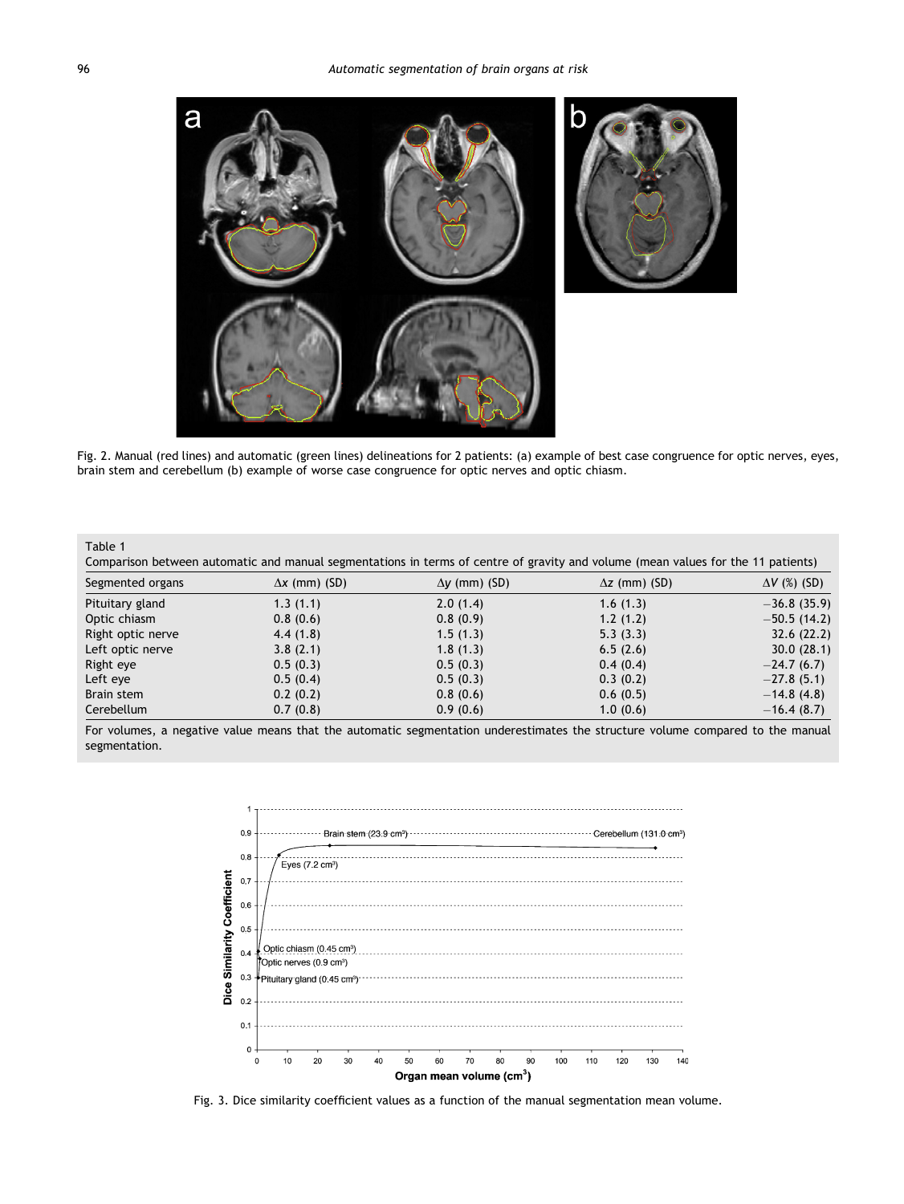Fig. 2. Manual (red lines) and automatic (green lines) delineations for 2 patients: (a) example of best case congruence for optic nerves, eyes, brain stem and cerebellum (b) example of worse case congruence for optic nerves and optic chiasm.

Table 1
Comparison between automatic and manual segmentations in terms of centre of gravity and volume (mean values for the 11 patients)

| Segmented organs | $\Delta x$ (mm) (SD) | $\Delta y$ (mm) (SD) | $\Delta z$ (mm) (SD) | $\Delta V$ (%) (SD) |
|---|---|---|---|---|
| Pituitary gland | 1.3 (1.1) | 2.0 (1.4) | 1.6 (1.3) | −36.8 (35.9) |
| Optic chiasm | 0.8 (0.6) | 0.8 (0.9) | 1.2 (1.2) | −50.5 (14.2) |
| Right optic nerve | 4.4 (1.8) | 1.5 (1.3) | 5.3 (3.3) | 32.6 (22.2) |
| Left optic nerve | 3.8 (2.1) | 1.8 (1.3) | 6.5 (2.6) | 30.0 (28.1) |
| Right eye | 0.5 (0.3) | 0.5 (0.3) | 0.4 (0.4) | −24.7 (6.7) |
| Left eye | 0.5 (0.4) | 0.5 (0.3) | 0.3 (0.2) | −27.8 (5.1) |
| Brain stem | 0.2 (0.2) | 0.8 (0.6) | 0.6 (0.5) | −14.8 (4.8) |
| Cerebellum | 0.7 (0.8) | 0.9 (0.6) | 1.0 (0.6) | −16.4 (8.7) |

For volumes, a negative value means that the automatic segmentation underestimates the structure volume compared to the manual segmentation.

Fig. 3. Dice similarity coefficient values as a function of the manual segmentation mean volume.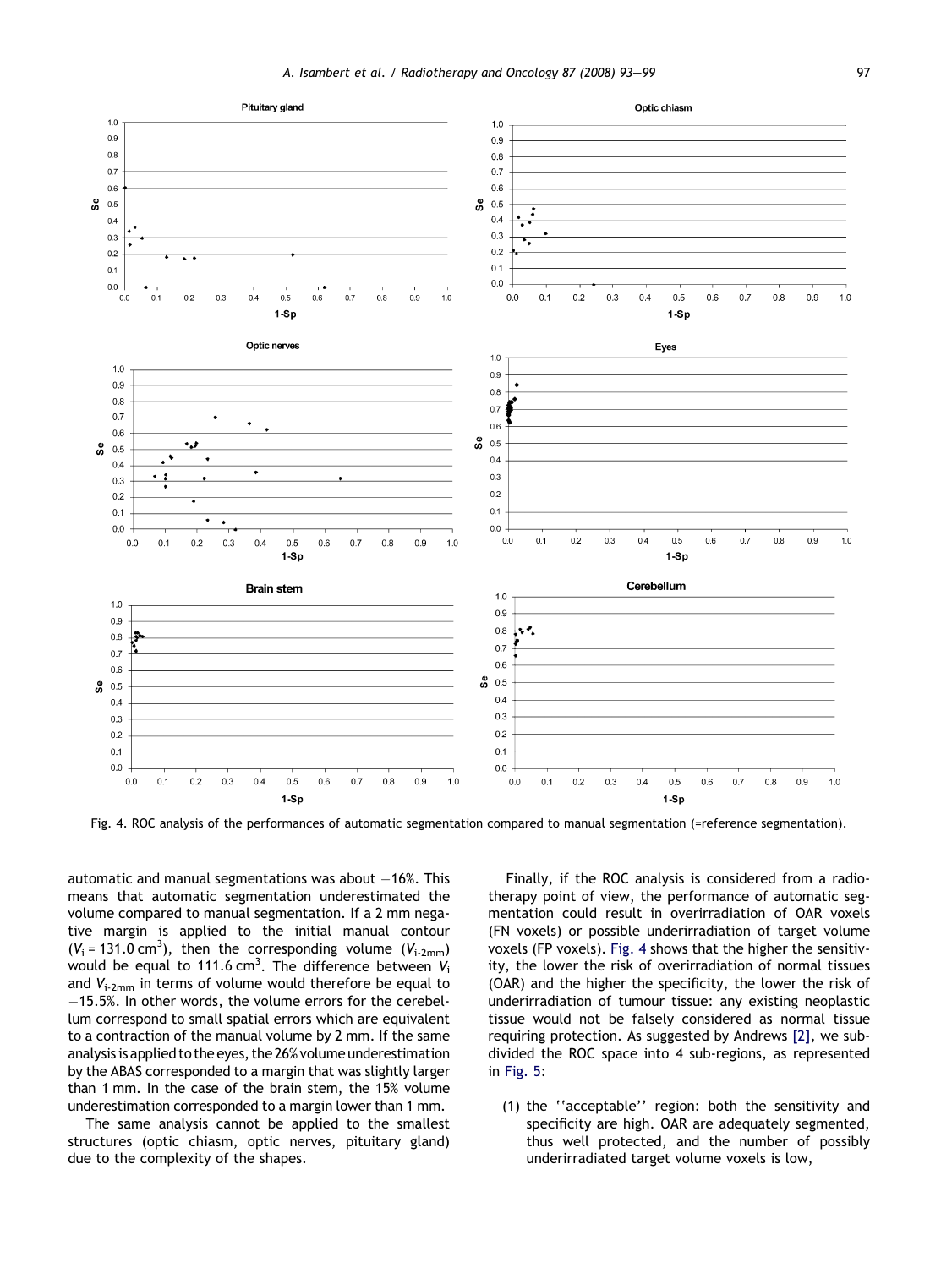Fig. 4. ROC analysis of the performances of automatic segmentation compared to manual segmentation (=reference segmentation).

automatic and manual segmentations was about −16%. This means that automatic segmentation underestimated the volume compared to manual segmentation. If a 2 mm negative margin is applied to the initial manual contour ($V_i = 131.0\ cm^3$), then the corresponding volume ($V_{i\text{-}2mm}$) would be equal to 111.6 cm$^3$. The difference between $V_i$ and $V_{i\text{-}2mm}$ in terms of volume would therefore be equal to −15.5%. In other words, the volume errors for the cerebellum correspond to small spatial errors which are equivalent to a contraction of the manual volume by 2 mm. If the same analysis is applied to the eyes, the 26% volume underestimation by the ABAS corresponded to a margin that was slightly larger than 1 mm. In the case of the brain stem, the 15% volume underestimation corresponded to a margin lower than 1 mm.

The same analysis cannot be applied to the smallest structures (optic chiasm, optic nerves, pituitary gland) due to the complexity of the shapes.

Finally, if the ROC analysis is considered from a radiotherapy point of view, the performance of automatic segmentation could result in overirradiation of OAR voxels (FN voxels) or possible underirradiation of target volume voxels (FP voxels). Fig. 4 shows that the higher the sensitivity, the lower the risk of overirradiation of normal tissues (OAR) and the higher the specificity, the lower the risk of underirradiation of tumour tissue: any existing neoplastic tissue would not be falsely considered as normal tissue requiring protection. As suggested by Andrews [2], we subdivided the ROC space into 4 sub-regions, as represented in Fig. 5:

(1) the ''acceptable'' region: both the sensitivity and specificity are high. OAR are adequately segmented, thus well protected, and the number of possibly underirradiated target volume voxels is low,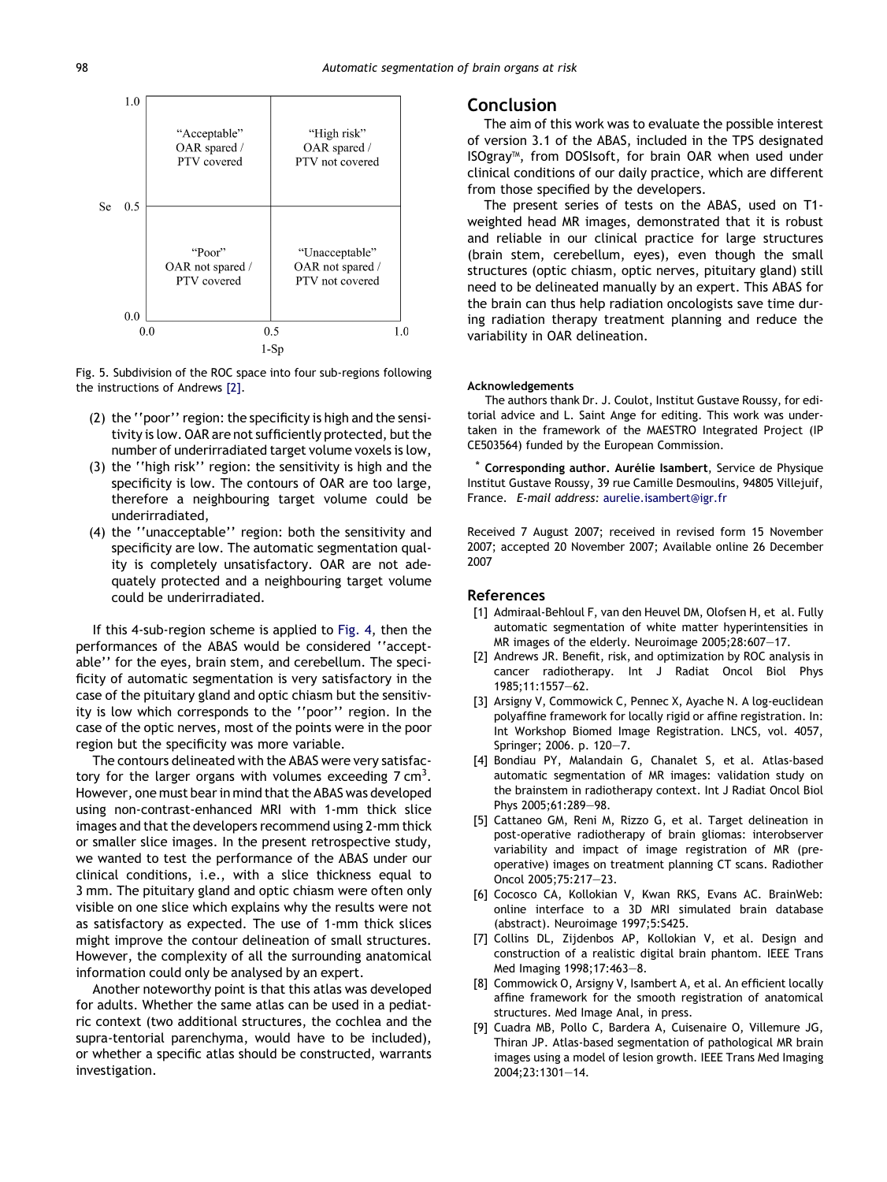Fig. 5. Subdivision of the ROC space into four sub-regions following the instructions of Andrews [2].

(2) the ''poor'' region: the specificity is high and the sensitivity is low. OAR are not sufficiently protected, but the number of underirradiated target volume voxels is low,
(3) the ''high risk'' region: the sensitivity is high and the specificity is low. The contours of OAR are too large, therefore a neighbouring target volume could be underirradiated,
(4) the ''unacceptable'' region: both the sensitivity and specificity are low. The automatic segmentation quality is completely unsatisfactory. OAR are not adequately protected and a neighbouring target volume could be underirradiated.

If this 4-sub-region scheme is applied to Fig. 4, then the performances of the ABAS would be considered ''acceptable'' for the eyes, brain stem, and cerebellum. The specificity of automatic segmentation is very satisfactory in the case of the pituitary gland and optic chiasm but the sensitivity is low which corresponds to the ''poor'' region. In the case of the optic nerves, most of the points were in the poor region but the specificity was more variable.

The contours delineated with the ABAS were very satisfactory for the larger organs with volumes exceeding 7 $cm^3$. However, one must bear in mind that the ABAS was developed using non-contrast-enhanced MRI with 1-mm thick slice images and that the developers recommend using 2-mm thick or smaller slice images. In the present retrospective study, we wanted to test the performance of the ABAS under our clinical conditions, i.e., with a slice thickness equal to 3 mm. The pituitary gland and optic chiasm were often only visible on one slice which explains why the results were not as satisfactory as expected. The use of 1-mm thick slices might improve the contour delineation of small structures. However, the complexity of all the surrounding anatomical information could only be analysed by an expert.

Another noteworthy point is that this atlas was developed for adults. Whether the same atlas can be used in a pediatric context (two additional structures, the cochlea and the supra-tentorial parenchyma, would have to be included), or whether a specific atlas should be constructed, warrants investigation.

## Conclusion

The aim of this work was to evaluate the possible interest of version 3.1 of the ABAS, included in the TPS designated ISOgray™, from DOSIsoft, for brain OAR when used under clinical conditions of our daily practice, which are different from those specified by the developers.

The present series of tests on the ABAS, used on T1-weighted head MR images, demonstrated that it is robust and reliable in our clinical practice for large structures (brain stem, cerebellum, eyes), even though the small structures (optic chiasm, optic nerves, pituitary gland) still need to be delineated manually by an expert. This ABAS for the brain can thus help radiation oncologists save time during radiation therapy treatment planning and reduce the variability in OAR delineation.

### Acknowledgements

The authors thank Dr. J. Coulot, Institut Gustave Roussy, for editorial advice and L. Saint Ange for editing. This work was undertaken in the framework of the MAESTRO Integrated Project (IP CE503564) funded by the European Commission.

\* **Corresponding author. Aurélie Isambert**, Service de Physique Institut Gustave Roussy, 39 rue Camille Desmoulins, 94805 Villejuif, France. *E-mail address:* aurelie.isambert@igr.fr

Received 7 August 2007; received in revised form 15 November 2007; accepted 20 November 2007; Available online 26 December 2007

## References

[1] Admiraal-Behloul F, van den Heuvel DM, Olofsen H, et al. Fully automatic segmentation of white matter hyperintensities in MR images of the elderly. Neuroimage 2005;28:607—17.

[2] Andrews JR. Benefit, risk, and optimization by ROC analysis in cancer radiotherapy. Int J Radiat Oncol Biol Phys 1985;11:1557—62.

[3] Arsigny V, Commowick C, Pennec X, Ayache N. A log-euclidean polyaffine framework for locally rigid or affine registration. In: Int Workshop Biomed Image Registration. LNCS, vol. 4057, Springer; 2006. p. 120—7.

[4] Bondiau PY, Malandain G, Chanalet S, et al. Atlas-based automatic segmentation of MR images: validation study on the brainstem in radiotherapy context. Int J Radiat Oncol Biol Phys 2005;61:289—98.

[5] Cattaneo GM, Reni M, Rizzo G, et al. Target delineation in post-operative radiotherapy of brain gliomas: interobserver variability and impact of image registration of MR (pre-operative) images on treatment planning CT scans. Radiother Oncol 2005;75:217—23.

[6] Cocosco CA, Kollokian V, Kwan RKS, Evans AC. BrainWeb: online interface to a 3D MRI simulated brain database (abstract). Neuroimage 1997;5:S425.

[7] Collins DL, Zijdenbos AP, Kollokian V, et al. Design and construction of a realistic digital brain phantom. IEEE Trans Med Imaging 1998;17:463—8.

[8] Commowick O, Arsigny V, Isambert A, et al. An efficient locally affine framework for the smooth registration of anatomical structures. Med Image Anal, in press.

[9] Cuadra MB, Pollo C, Bardera A, Cuisenaire O, Villemure JG, Thiran JP. Atlas-based segmentation of pathological MR brain images using a model of lesion growth. IEEE Trans Med Imaging 2004;23:1301—14.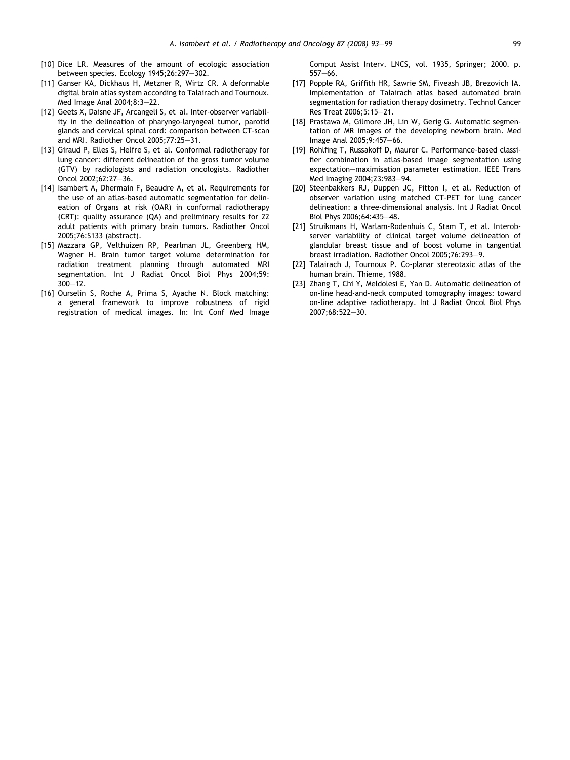[10] Dice LR. Measures of the amount of ecologic association between species. Ecology 1945;26:297–302.

[11] Ganser KA, Dickhaus H, Metzner R, Wirtz CR. A deformable digital brain atlas system according to Talairach and Tournoux. Med Image Anal 2004;8:3–22.

[12] Geets X, Daisne JF, Arcangeli S, et al. Inter-observer variability in the delineation of pharyngo-laryngeal tumor, parotid glands and cervical spinal cord: comparison between CT-scan and MRI. Radiother Oncol 2005;77:25–31.

[13] Giraud P, Elles S, Helfre S, et al. Conformal radiotherapy for lung cancer: different delineation of the gross tumor volume (GTV) by radiologists and radiation oncologists. Radiother Oncol 2002;62:27–36.

[14] Isambert A, Dhermain F, Beaudre A, et al. Requirements for the use of an atlas-based automatic segmentation for delineation of Organs at risk (OAR) in conformal radiotherapy (CRT): quality assurance (QA) and preliminary results for 22 adult patients with primary brain tumors. Radiother Oncol 2005;76:S133 (abstract).

[15] Mazzara GP, Velthuizen RP, Pearlman JL, Greenberg HM, Wagner H. Brain tumor target volume determination for radiation treatment planning through automated MRI segmentation. Int J Radiat Oncol Biol Phys 2004;59:300–12.

[16] Ourselin S, Roche A, Prima S, Ayache N. Block matching: a general framework to improve robustness of rigid registration of medical images. In: Int Conf Med Image Comput Assist Interv. LNCS, vol. 1935, Springer; 2000. p. 557–66.

[17] Popple RA, Griffith HR, Sawrie SM, Fiveash JB, Brezovich IA. Implementation of Talairach atlas based automated brain segmentation for radiation therapy dosimetry. Technol Cancer Res Treat 2006;5:15–21.

[18] Prastawa M, Gilmore JH, Lin W, Gerig G. Automatic segmentation of MR images of the developing newborn brain. Med Image Anal 2005;9:457–66.

[19] Rohlfing T, Russakoff D, Maurer C. Performance-based classifier combination in atlas-based image segmentation using expectation–maximisation parameter estimation. IEEE Trans Med Imaging 2004;23:983–94.

[20] Steenbakkers RJ, Duppen JC, Fitton I, et al. Reduction of observer variation using matched CT-PET for lung cancer delineation: a three-dimensional analysis. Int J Radiat Oncol Biol Phys 2006;64:435–48.

[21] Struikmans H, Warlam-Rodenhuis C, Stam T, et al. Interobserver variability of clinical target volume delineation of glandular breast tissue and of boost volume in tangential breast irradiation. Radiother Oncol 2005;76:293–9.

[22] Talairach J, Tournoux P. Co-planar stereotaxic atlas of the human brain. Thieme, 1988.

[23] Zhang T, Chi Y, Meldolesi E, Yan D. Automatic delineation of on-line head-and-neck computed tomography images: toward on-line adaptive radiotherapy. Int J Radiat Oncol Biol Phys 2007;68:522–30.